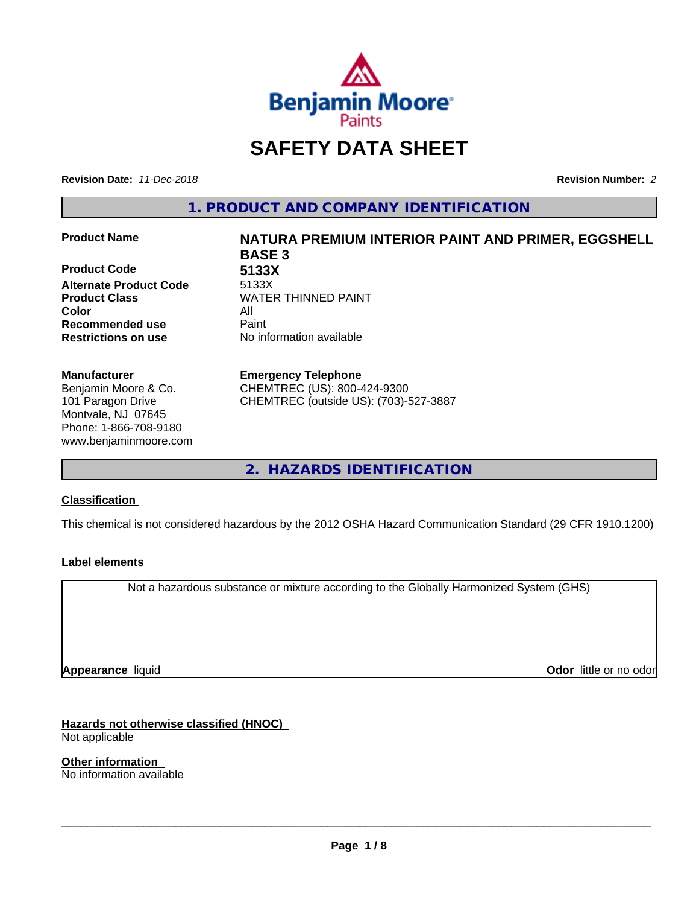# SAFETY DATA SHEET

**Revision Date:** *11-Dec-2018* **Revision Number:** *2*

## 1. PRODUCT AND COMPANY IDENTIFICATION

| | |
|---|---|
| **Product Name** | **NATURA PREMIUM INTERIOR PAINT AND PRIMER, EGGSHELL BASE 3** |
| **Product Code** | **5133X** |
| **Alternate Product Code** | 5133X |
| **Product Class** | WATER THINNED PAINT |
| **Color** | All |
| **Recommended use** | Paint |
| **Restrictions on use** | No information available |

**Manufacturer**
Benjamin Moore & Co.
101 Paragon Drive
Montvale, NJ 07645
Phone: 1-866-708-9180
www.benjaminmoore.com

**Emergency Telephone**
CHEMTREC (US): 800-424-9300
CHEMTREC (outside US): (703)-527-3887

## 2. HAZARDS IDENTIFICATION

**Classification**

This chemical is not considered hazardous by the 2012 OSHA Hazard Communication Standard (29 CFR 1910.1200)

**Label elements**

Not a hazardous substance or mixture according to the Globally Harmonized System (GHS)

**Appearance** liquid **Odor** little or no odor

**Hazards not otherwise classified (HNOC)**
Not applicable

**Other information**
No information available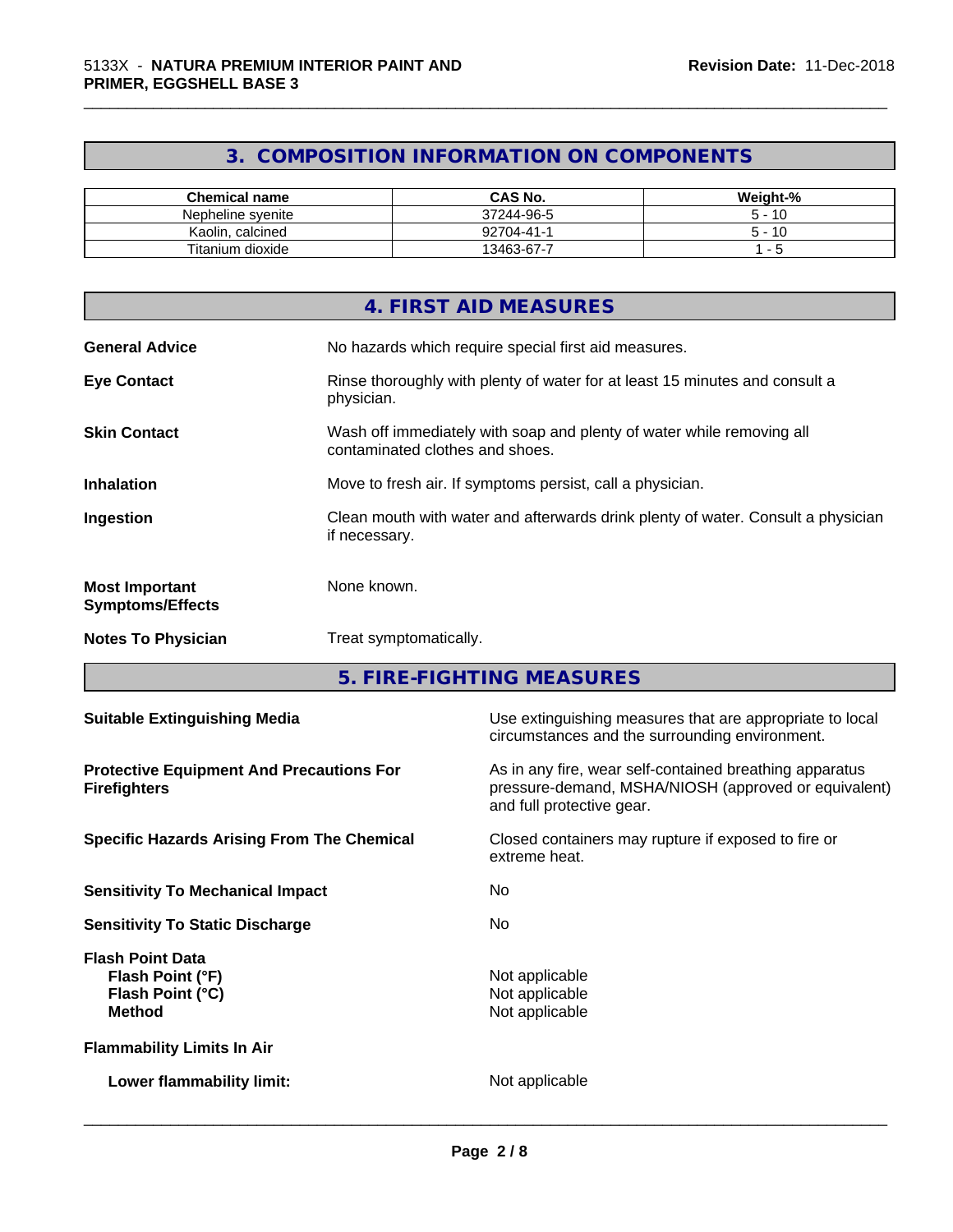## 3. COMPOSITION INFORMATION ON COMPONENTS

| Chemical name | CAS No. | Weight-% |
| --- | --- | --- |
| Nepheline syenite | 37244-96-5 | 5 - 10 |
| Kaolin, calcined | 92704-41-1 | 5 - 10 |
| Titanium dioxide | 13463-67-7 | 1 - 5 |

## 4. FIRST AID MEASURES

**General Advice** No hazards which require special first aid measures.

**Eye Contact** Rinse thoroughly with plenty of water for at least 15 minutes and consult a physician.

**Skin Contact** Wash off immediately with soap and plenty of water while removing all contaminated clothes and shoes.

**Inhalation** Move to fresh air. If symptoms persist, call a physician.

**Ingestion** Clean mouth with water and afterwards drink plenty of water. Consult a physician if necessary.

**Most Important Symptoms/Effects** None known.

**Notes To Physician** Treat symptomatically.

## 5. FIRE-FIGHTING MEASURES

**Suitable Extinguishing Media** Use extinguishing measures that are appropriate to local circumstances and the surrounding environment.

**Protective Equipment And Precautions For Firefighters** As in any fire, wear self-contained breathing apparatus pressure-demand, MSHA/NIOSH (approved or equivalent) and full protective gear.

**Specific Hazards Arising From The Chemical** Closed containers may rupture if exposed to fire or extreme heat.

**Sensitivity To Mechanical Impact** No

**Sensitivity To Static Discharge** No

**Flash Point Data**
**Flash Point (°F)** Not applicable
**Flash Point (°C)** Not applicable
**Method** Not applicable

**Flammability Limits In Air**

**Lower flammability limit:** Not applicable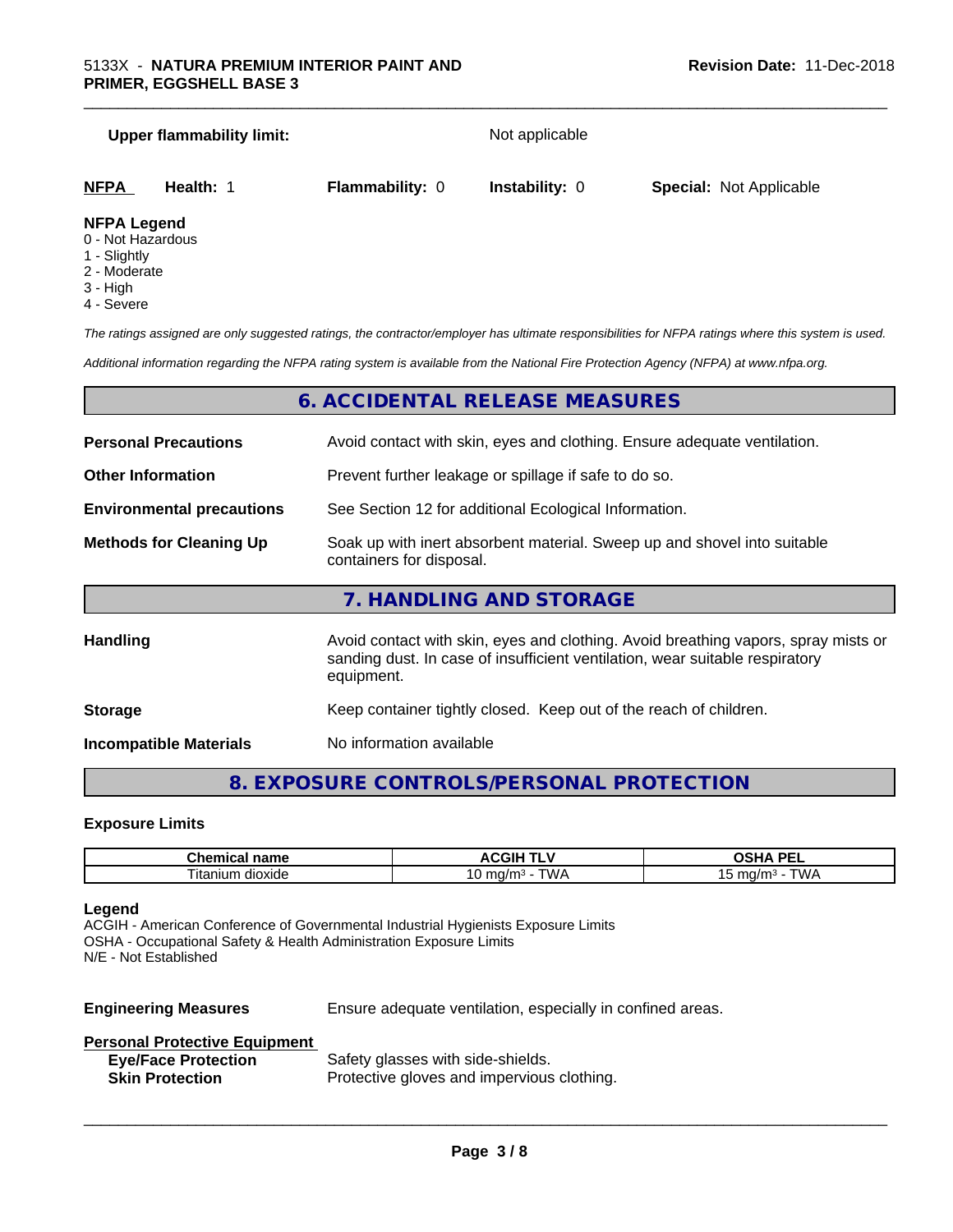**Upper flammability limit:** Not applicable

| **NFPA** | **Health:** 1 | **Flammability:** 0 | **Instability:** 0 | **Special:** Not Applicable |
|---|---|---|---|---|

**NFPA Legend**
0 - Not Hazardous
1 - Slightly
2 - Moderate
3 - High
4 - Severe

*The ratings assigned are only suggested ratings, the contractor/employer has ultimate responsibilities for NFPA ratings where this system is used.*

*Additional information regarding the NFPA rating system is available from the National Fire Protection Agency (NFPA) at www.nfpa.org.*

## 6. ACCIDENTAL RELEASE MEASURES

**Personal Precautions** Avoid contact with skin, eyes and clothing. Ensure adequate ventilation.

**Other Information** Prevent further leakage or spillage if safe to do so.

**Environmental precautions** See Section 12 for additional Ecological Information.

**Methods for Cleaning Up** Soak up with inert absorbent material. Sweep up and shovel into suitable containers for disposal.

## 7. HANDLING AND STORAGE

**Handling** Avoid contact with skin, eyes and clothing. Avoid breathing vapors, spray mists or sanding dust. In case of insufficient ventilation, wear suitable respiratory equipment.

**Storage** Keep container tightly closed. Keep out of the reach of children.

**Incompatible Materials** No information available

## 8. EXPOSURE CONTROLS/PERSONAL PROTECTION

### Exposure Limits

| Chemical name | ACGIH TLV | OSHA PEL |
|---|---|---|
| Titanium dioxide | 10 mg/m³ - TWA | 15 mg/m³ - TWA |

**Legend**
ACGIH - American Conference of Governmental Industrial Hygienists Exposure Limits
OSHA - Occupational Safety & Health Administration Exposure Limits
N/E - Not Established

**Engineering Measures** Ensure adequate ventilation, especially in confined areas.

**Personal Protective Equipment**
**Eye/Face Protection** Safety glasses with side-shields.
**Skin Protection** Protective gloves and impervious clothing.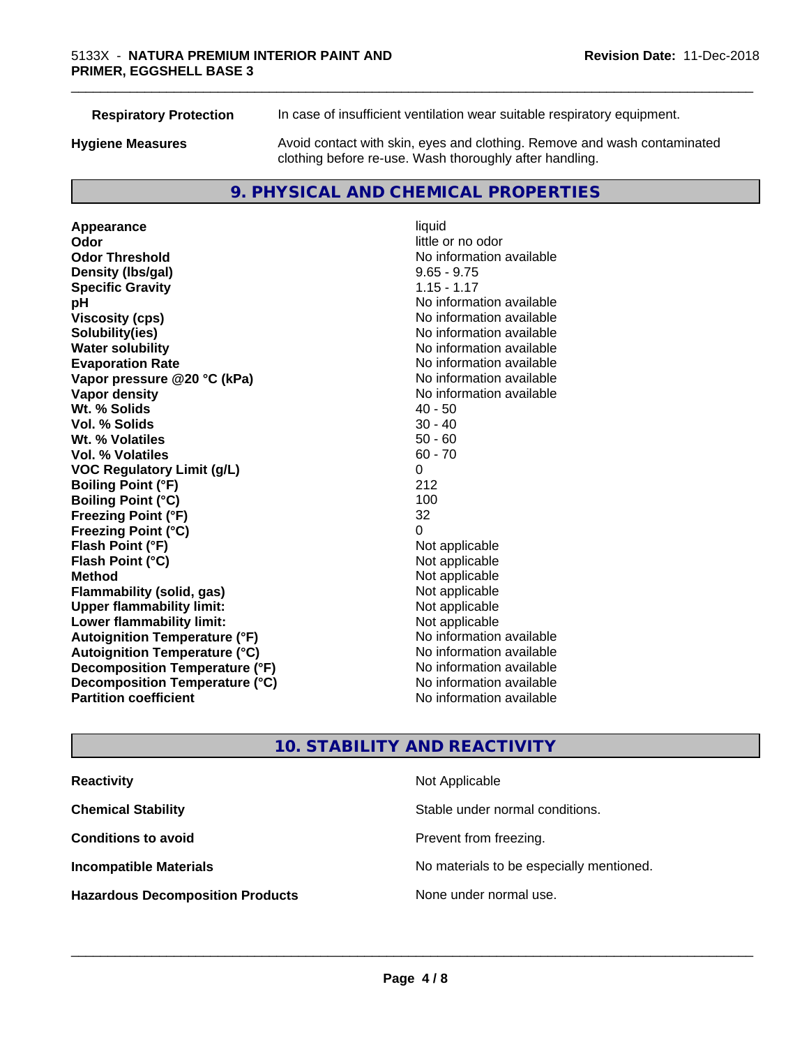| | |
|---|---|
| **Respiratory Protection** | In case of insufficient ventilation wear suitable respiratory equipment. |
| **Hygiene Measures** | Avoid contact with skin, eyes and clothing. Remove and wash contaminated clothing before re-use. Wash thoroughly after handling. |

## 9. PHYSICAL AND CHEMICAL PROPERTIES

| | |
|---|---|
| **Appearance** | liquid |
| **Odor** | little or no odor |
| **Odor Threshold** | No information available |
| **Density (lbs/gal)** | 9.65 - 9.75 |
| **Specific Gravity** | 1.15 - 1.17 |
| **pH** | No information available |
| **Viscosity (cps)** | No information available |
| **Solubility(ies)** | No information available |
| **Water solubility** | No information available |
| **Evaporation Rate** | No information available |
| **Vapor pressure @20 °C (kPa)** | No information available |
| **Vapor density** | No information available |
| **Wt. % Solids** | 40 - 50 |
| **Vol. % Solids** | 30 - 40 |
| **Wt. % Volatiles** | 50 - 60 |
| **Vol. % Volatiles** | 60 - 70 |
| **VOC Regulatory Limit (g/L)** | 0 |
| **Boiling Point (°F)** | 212 |
| **Boiling Point (°C)** | 100 |
| **Freezing Point (°F)** | 32 |
| **Freezing Point (°C)** | 0 |
| **Flash Point (°F)** | Not applicable |
| **Flash Point (°C)** | Not applicable |
| **Method** | Not applicable |
| **Flammability (solid, gas)** | Not applicable |
| **Upper flammability limit:** | Not applicable |
| **Lower flammability limit:** | Not applicable |
| **Autoignition Temperature (°F)** | No information available |
| **Autoignition Temperature (°C)** | No information available |
| **Decomposition Temperature (°F)** | No information available |
| **Decomposition Temperature (°C)** | No information available |
| **Partition coefficient** | No information available |

## 10. STABILITY AND REACTIVITY

| | |
|---|---|
| **Reactivity** | Not Applicable |
| **Chemical Stability** | Stable under normal conditions. |
| **Conditions to avoid** | Prevent from freezing. |
| **Incompatible Materials** | No materials to be especially mentioned. |
| **Hazardous Decomposition Products** | None under normal use. |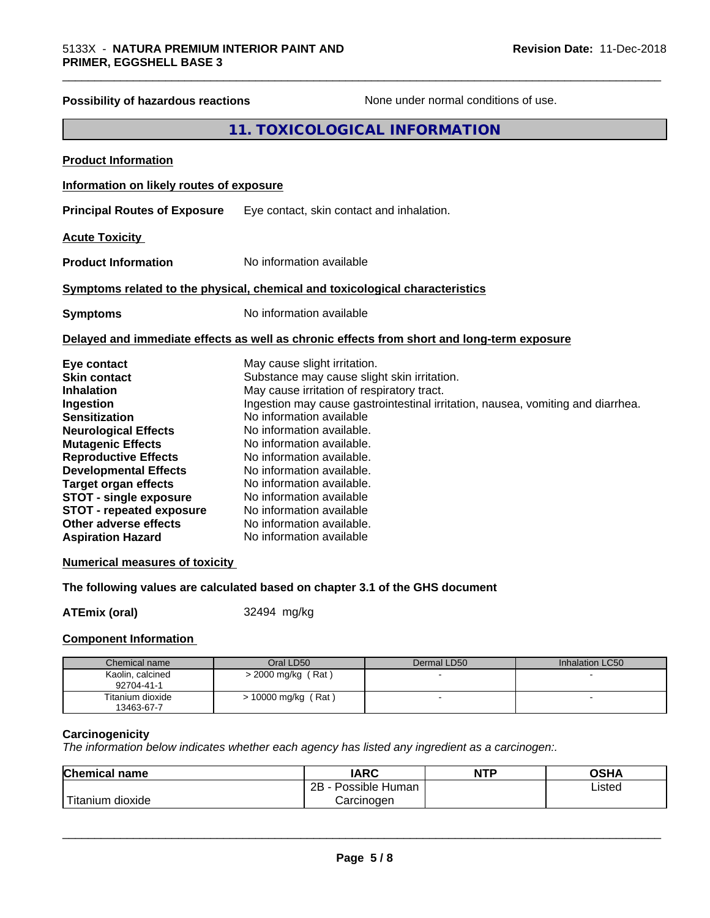| **Possibility of hazardous reactions** | None under normal conditions of use. |
|---|---|

## 11. TOXICOLOGICAL INFORMATION

**Product Information**

**Information on likely routes of exposure**

**Principal Routes of Exposure** Eye contact, skin contact and inhalation.

**Acute Toxicity**

**Product Information** No information available

**Symptoms related to the physical, chemical and toxicological characteristics**

**Symptoms** No information available

**Delayed and immediate effects as well as chronic effects from short and long-term exposure**

| | |
|---|---|
| **Eye contact** | May cause slight irritation. |
| **Skin contact** | Substance may cause slight skin irritation. |
| **Inhalation** | May cause irritation of respiratory tract. |
| **Ingestion** | Ingestion may cause gastrointestinal irritation, nausea, vomiting and diarrhea. |
| **Sensitization** | No information available |
| **Neurological Effects** | No information available. |
| **Mutagenic Effects** | No information available. |
| **Reproductive Effects** | No information available. |
| **Developmental Effects** | No information available. |
| **Target organ effects** | No information available. |
| **STOT - single exposure** | No information available |
| **STOT - repeated exposure** | No information available |
| **Other adverse effects** | No information available. |
| **Aspiration Hazard** | No information available |

**Numerical measures of toxicity**

**The following values are calculated based on chapter 3.1 of the GHS document**

**ATEmix (oral)** 32494 mg/kg

**Component Information**

| Chemical name | Oral LD50 | Dermal LD50 | Inhalation LC50 |
|---|---|---|---|
| Kaolin, calcined<br>92704-41-1 | > 2000 mg/kg ( Rat ) | - | - |
| Titanium dioxide<br>13463-67-7 | > 10000 mg/kg ( Rat ) | - | - |

**Carcinogenicity**

*The information below indicates whether each agency has listed any ingredient as a carcinogen:.*

| Chemical name | IARC | NTP | OSHA |
|---|---|---|---|
| Titanium dioxide | 2B - Possible Human Carcinogen | | Listed |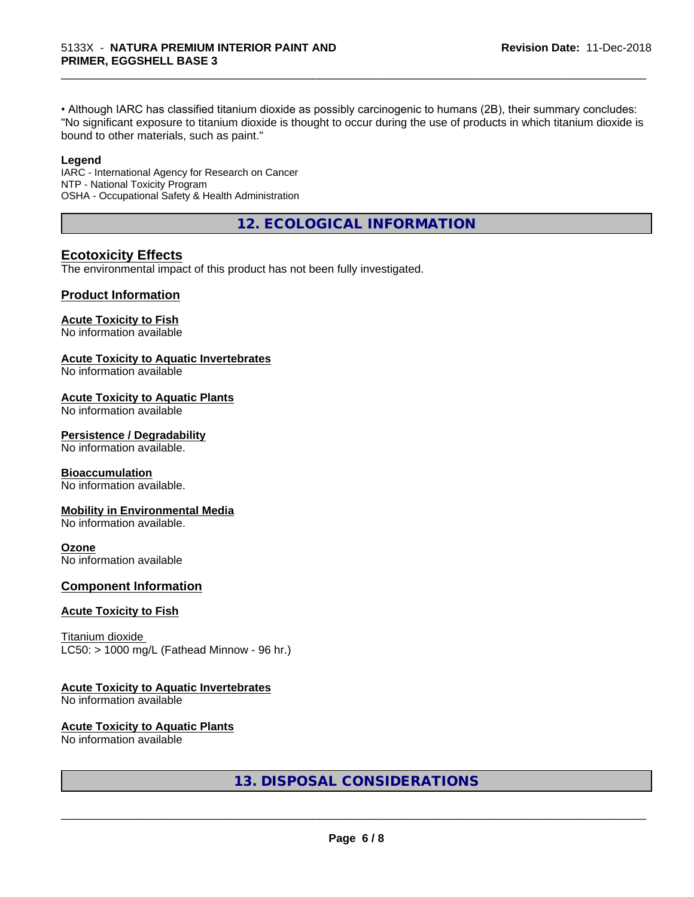• Although IARC has classified titanium dioxide as possibly carcinogenic to humans (2B), their summary concludes: "No significant exposure to titanium dioxide is thought to occur during the use of products in which titanium dioxide is bound to other materials, such as paint."

**Legend**

IARC - International Agency for Research on Cancer
NTP - National Toxicity Program
OSHA - Occupational Safety & Health Administration

## 12. ECOLOGICAL INFORMATION

### Ecotoxicity Effects

The environmental impact of this product has not been fully investigated.

### Product Information

**Acute Toxicity to Fish**
No information available

**Acute Toxicity to Aquatic Invertebrates**
No information available

**Acute Toxicity to Aquatic Plants**
No information available

**Persistence / Degradability**
No information available.

**Bioaccumulation**
No information available.

**Mobility in Environmental Media**
No information available.

**Ozone**
No information available

### Component Information

**Acute Toxicity to Fish**

Titanium dioxide
LC50: > 1000 mg/L (Fathead Minnow - 96 hr.)

**Acute Toxicity to Aquatic Invertebrates**
No information available

**Acute Toxicity to Aquatic Plants**
No information available

## 13. DISPOSAL CONSIDERATIONS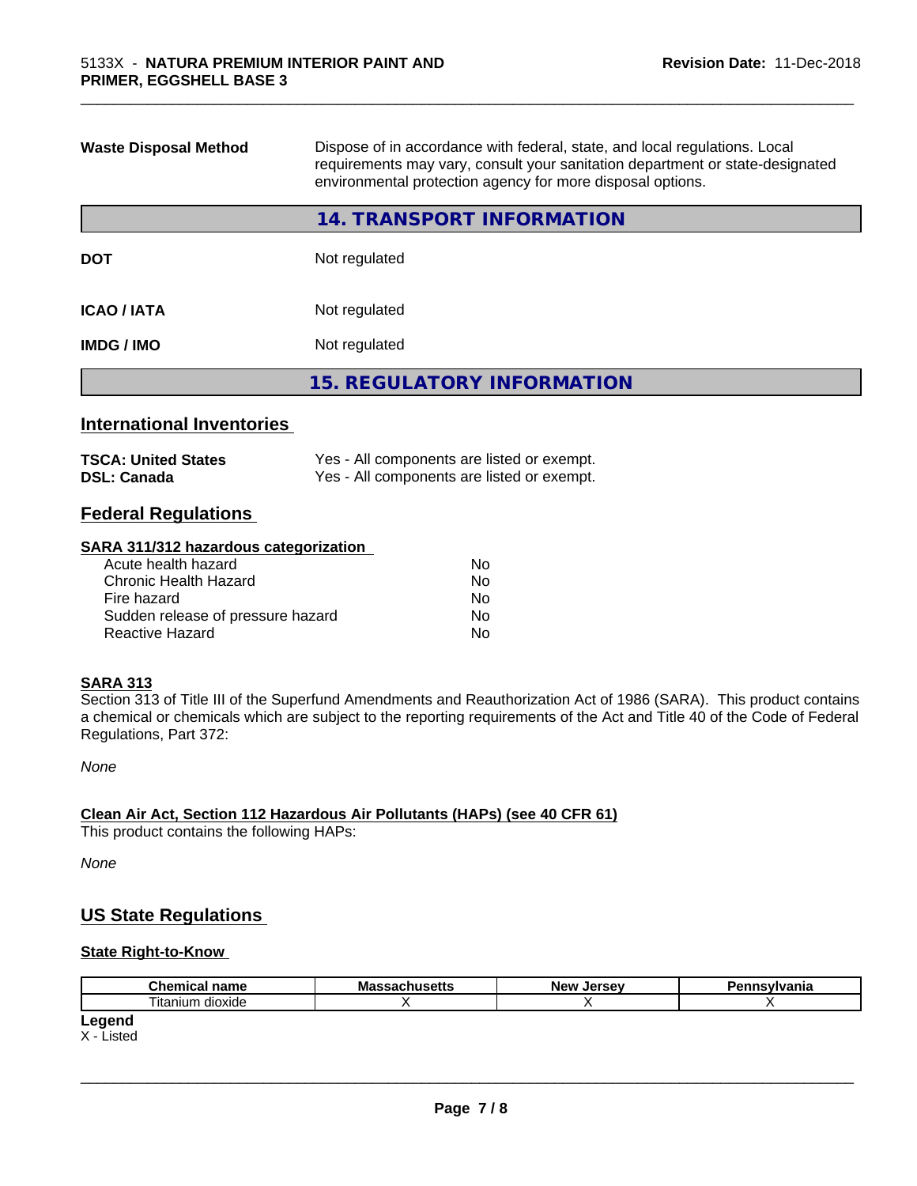| | |
|---|---|
| **Waste Disposal Method** | Dispose of in accordance with federal, state, and local regulations. Local requirements may vary, consult your sanitation department or state-designated environmental protection agency for more disposal options. |

## 14. TRANSPORT INFORMATION

| | |
|---|---|
| **DOT** | Not regulated |
| **ICAO / IATA** | Not regulated |
| **IMDG / IMO** | Not regulated |

## 15. REGULATORY INFORMATION

### International Inventories

| | |
|---|---|
| **TSCA: United States** | Yes - All components are listed or exempt. |
| **DSL: Canada** | Yes - All components are listed or exempt. |

### Federal Regulations

**SARA 311/312 hazardous categorization**

| | |
|---|---|
| Acute health hazard | No |
| Chronic Health Hazard | No |
| Fire hazard | No |
| Sudden release of pressure hazard | No |
| Reactive Hazard | No |

**SARA 313**

Section 313 of Title III of the Superfund Amendments and Reauthorization Act of 1986 (SARA). This product contains a chemical or chemicals which are subject to the reporting requirements of the Act and Title 40 of the Code of Federal Regulations, Part 372:

*None*

**Clean Air Act, Section 112 Hazardous Air Pollutants (HAPs) (see 40 CFR 61)**

This product contains the following HAPs:

*None*

### US State Regulations

**State Right-to-Know**

| Chemical name | Massachusetts | New Jersey | Pennsylvania |
|---|---|---|---|
| Titanium dioxide | X | X | X |

**Legend**

X - Listed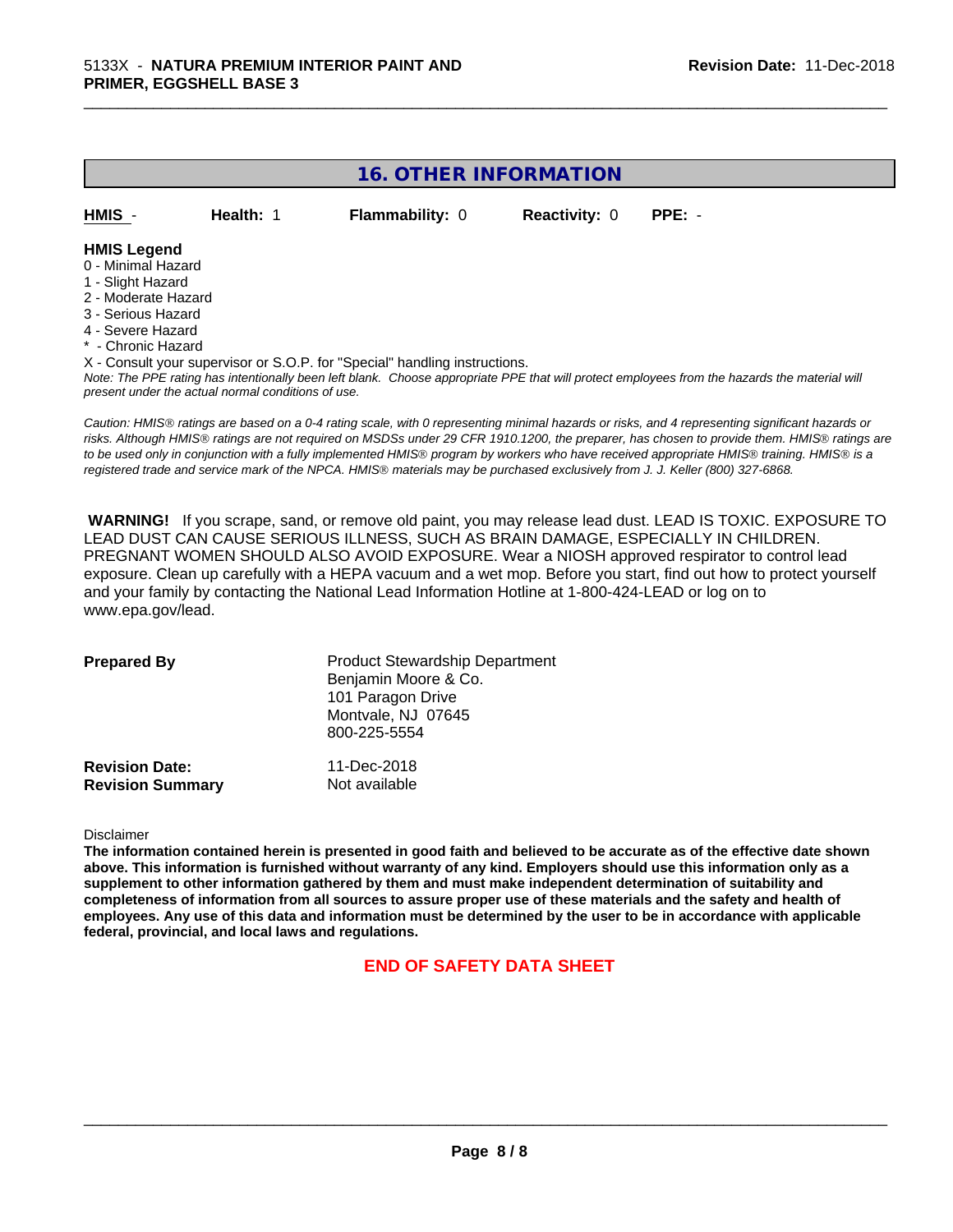## 16. OTHER INFORMATION

| HMIS - | Health: 1 | Flammability: 0 | Reactivity: 0 | PPE: - |
|---|---|---|---|---|

**HMIS Legend**

0 - Minimal Hazard
1 - Slight Hazard
2 - Moderate Hazard
3 - Serious Hazard
4 - Severe Hazard
* - Chronic Hazard
X - Consult your supervisor or S.O.P. for "Special" handling instructions.

*Note: The PPE rating has intentionally been left blank. Choose appropriate PPE that will protect employees from the hazards the material will present under the actual normal conditions of use.*

*Caution: HMIS® ratings are based on a 0-4 rating scale, with 0 representing minimal hazards or risks, and 4 representing significant hazards or risks. Although HMIS® ratings are not required on MSDSs under 29 CFR 1910.1200, the preparer, has chosen to provide them. HMIS® ratings are to be used only in conjunction with a fully implemented HMIS® program by workers who have received appropriate HMIS® training. HMIS® is a registered trade and service mark of the NPCA. HMIS® materials may be purchased exclusively from J. J. Keller (800) 327-6868.*

**WARNING!** If you scrape, sand, or remove old paint, you may release lead dust. LEAD IS TOXIC. EXPOSURE TO LEAD DUST CAN CAUSE SERIOUS ILLNESS, SUCH AS BRAIN DAMAGE, ESPECIALLY IN CHILDREN. PREGNANT WOMEN SHOULD ALSO AVOID EXPOSURE. Wear a NIOSH approved respirator to control lead exposure. Clean up carefully with a HEPA vacuum and a wet mop. Before you start, find out how to protect yourself and your family by contacting the National Lead Information Hotline at 1-800-424-LEAD or log on to www.epa.gov/lead.

**Prepared By**
Product Stewardship Department
Benjamin Moore & Co.
101 Paragon Drive
Montvale, NJ 07645
800-225-5554

**Revision Date:** 11-Dec-2018
**Revision Summary** Not available

Disclaimer

**The information contained herein is presented in good faith and believed to be accurate as of the effective date shown above. This information is furnished without warranty of any kind. Employers should use this information only as a supplement to other information gathered by them and must make independent determination of suitability and completeness of information from all sources to assure proper use of these materials and the safety and health of employees. Any use of this data and information must be determined by the user to be in accordance with applicable federal, provincial, and local laws and regulations.**

**END OF SAFETY DATA SHEET**